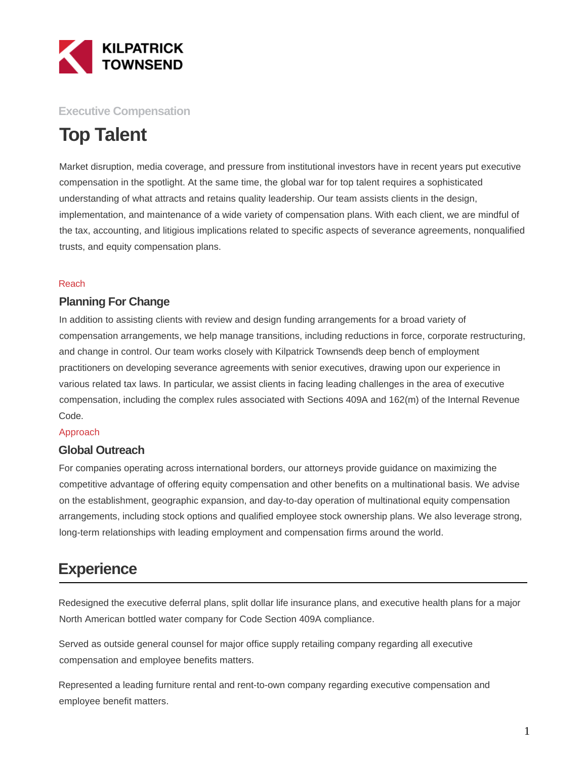KILPATRICK TOWNSEND

Executive Compensation

# Top Talent

Market disruption, media coverage, and pressure from institutional investors have in recent years put executive compensation in the spotlight. At the same time, the global war for top talent requires a sophisticated understanding of what attracts and retains quality leadership. Our team assists clients in the design, implementation, and maintenance of a wide variety of compensation plans. With each client, we are mindful of the tax, accounting, and litigious implications related to specific aspects of severance agreements, nonqualified trusts, and equity compensation plans.

Reach

### Planning For Change

In addition to assisting clients with review and design funding arrangements for a broad variety of compensation arrangements, we help manage transitions, including reductions in force, corporate restructuring, and change in control. Our team works closely with Kilpatrick Townsend's deep bench of employment practitioners on developing severance agreements with senior executives, drawing upon our experience in various related tax laws. In particular, we assist clients in facing leading challenges in the area of executive compensation, including the complex rules associated with Sections 409A and 162(m) of the Internal Revenue Code.

Approach

### Global Outreach

For companies operating across international borders, our attorneys provide guidance on maximizing the competitive advantage of offering equity compensation and other benefits on a multinational basis. We advise on the establishment, geographic expansion, and day-to-day operation of multinational equity compensation arrangements, including stock options and qualified employee stock ownership plans. We also leverage strong, long-term relationships with leading employment and compensation firms around the world.

## Experience

Redesigned the executive deferral plans, split dollar life insurance plans, and executive health plans for a major North American bottled water company for Code Section 409A compliance.

Served as outside general counsel for major office supply retailing company regarding all executive compensation and employee benefits matters.

Represented a leading furniture rental and rent-to-own company regarding executive compensation and employee benefit matters.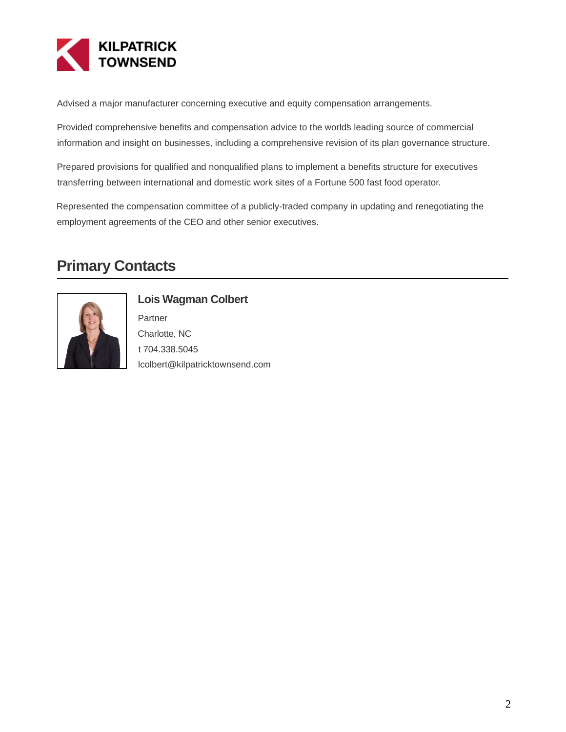Advised a major manufacturer concerning executive and equity compensation arrangements.

Provided comprehensive benefits and compensation advice to the worlds leading source of commercial information and insight on businesses, including a comprehensive revision of its plan governance structure.

Prepared provisions for qualified and nonqualified plans to implement a benefits structure for executives transferring between international and domestic work sites of a Fortune 500 fast food operator.

Represented the compensation committee of a publicly-traded company in updating and renegotiating the employment agreements of the CEO and other senior executives.

## Primary Contacts

### Lois Wagman Colbert

Partner

Charlotte, NC

t 704.338.5045

lcolbert@kilpatricktownsend.com